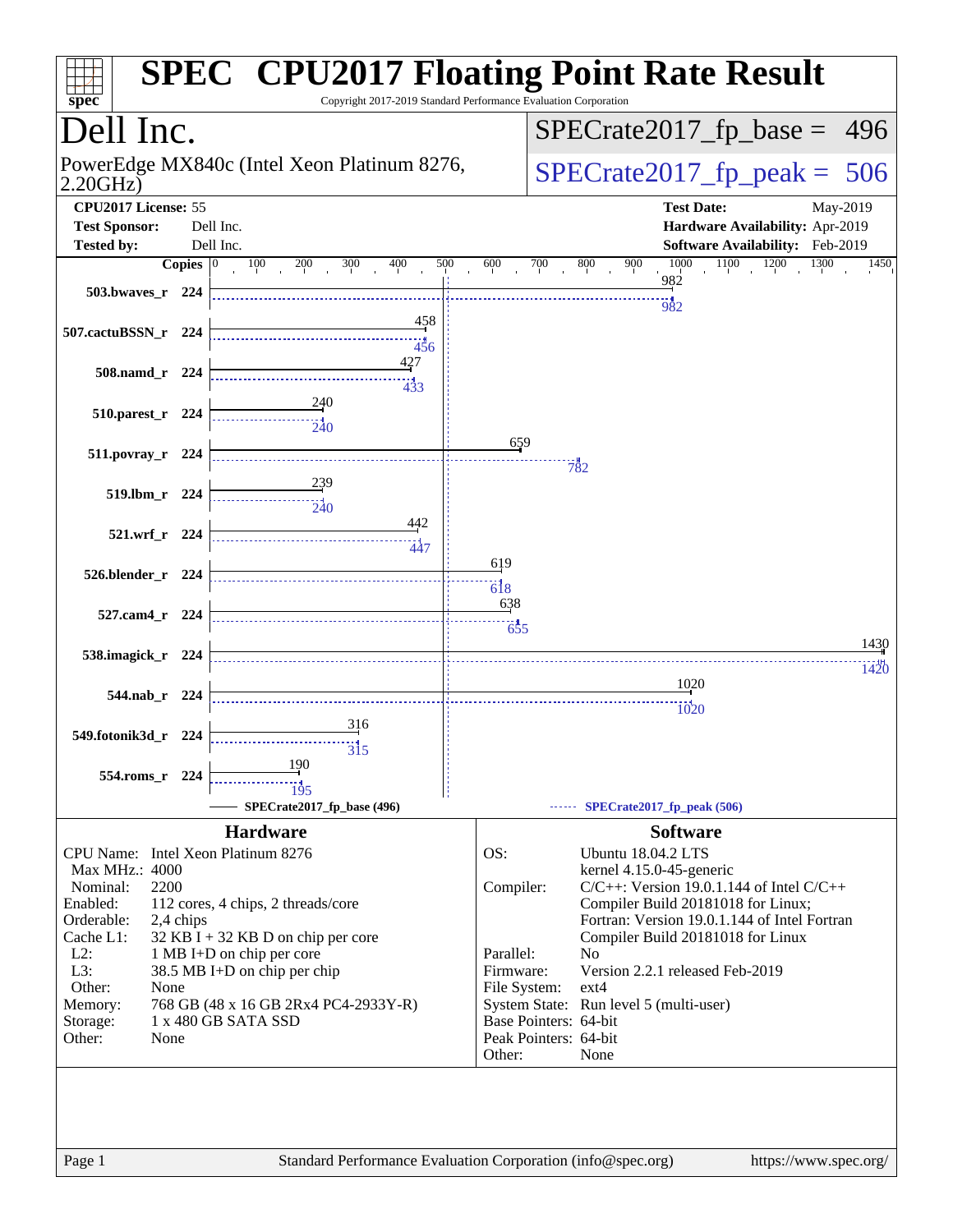# SPEC CPU2017 Floating Point Rate Result

Copyright 2017-2019 Standard Performance Evaluation Corporation

## Dell Inc.

PowerEdge MX840c (Intel Xeon Platinum 8276, 2.20GHz)

SPECrate2017_fp_base = 496

SPECrate2017_fp_peak = 506

**CPU2017 License:** 55
**Test Sponsor:** Dell Inc.
**Tested by:** Dell Inc.

**Test Date:** May-2019
**Hardware Availability:** Apr-2019
**Software Availability:** Feb-2019

| Benchmark | Copies | Base | Peak |
|---|---|---|---|
| 503.bwaves_r | 224 | 982 | 982 |
| 507.cactuBSSN_r | 224 | 458 | 456 |
| 508.namd_r | 224 | 427 | 433 |
| 510.parest_r | 224 | 240 | 240 |
| 511.povray_r | 224 | 659 | 782 |
| 519.lbm_r | 224 | 239 | 240 |
| 521.wrf_r | 224 | 442 | 447 |
| 526.blender_r | 224 | 619 | 618 |
| 527.cam4_r | 224 | 638 | 655 |
| 538.imagick_r | 224 | 1430 | 1420 |
| 544.nab_r | 224 | 1020 | 1020 |
| 549.fotonik3d_r | 224 | 316 | 315 |
| 554.roms_r | 224 | 190 | 195 |

SPECrate2017_fp_base (496) — SPECrate2017_fp_peak (506)

### Hardware

| | |
|---|---|
| CPU Name: | Intel Xeon Platinum 8276 |
| Max MHz.: | 4000 |
| Nominal: | 2200 |
| Enabled: | 112 cores, 4 chips, 2 threads/core |
| Orderable: | 2,4 chips |
| Cache L1: | 32 KB I + 32 KB D on chip per core |
| L2: | 1 MB I+D on chip per core |
| L3: | 38.5 MB I+D on chip per chip |
| Other: | None |
| Memory: | 768 GB (48 x 16 GB 2Rx4 PC4-2933Y-R) |
| Storage: | 1 x 480 GB SATA SSD |
| Other: | None |

### Software

| | |
|---|---|
| OS: | Ubuntu 18.04.2 LTS kernel 4.15.0-45-generic |
| Compiler: | C/C++: Version 19.0.1.144 of Intel C/C++ Compiler Build 20181018 for Linux; Fortran: Version 19.0.1.144 of Intel Fortran Compiler Build 20181018 for Linux |
| Parallel: | No |
| Firmware: | Version 2.2.1 released Feb-2019 |
| File System: | ext4 |
| System State: | Run level 5 (multi-user) |
| Base Pointers: | 64-bit |
| Peak Pointers: | 64-bit |
| Other: | None |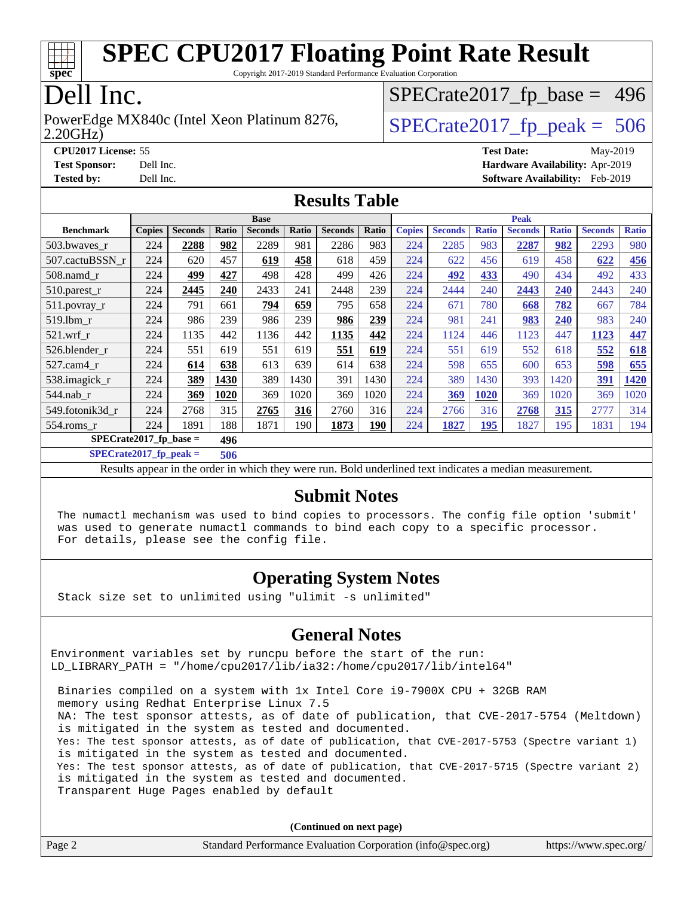# SPEC CPU2017 Floating Point Rate Result

Copyright 2017-2019 Standard Performance Evaluation Corporation

# Dell Inc.

PowerEdge MX840c (Intel Xeon Platinum 8276, 2.20GHz)

SPECrate2017_fp_base = 496

SPECrate2017_fp_peak = 506

**CPU2017 License:** 55
**Test Sponsor:** Dell Inc.
**Tested by:** Dell Inc.

**Test Date:** May-2019
**Hardware Availability:** Apr-2019
**Software Availability:** Feb-2019

## Results Table

| Benchmark | Base | | | | | | | Peak | | | | | | |
|---|---|---|---|---|---|---|---|---|---|---|---|---|---|---|
| | Copies | Seconds | Ratio | Seconds | Ratio | Seconds | Ratio | Copies | Seconds | Ratio | Seconds | Ratio | Seconds | Ratio |
| 503.bwaves_r | 224 | **2288** | **982** | 2289 | 981 | 2286 | 983 | 224 | 2285 | 983 | **2287** | **982** | 2293 | 980 |
| 507.cactuBSSN_r | 224 | 620 | 457 | **619** | **458** | 618 | 459 | 224 | 622 | 456 | 619 | 458 | **622** | **456** |
| 508.namd_r | 224 | **499** | **427** | 498 | 428 | 499 | 426 | 224 | **492** | **433** | 490 | 434 | 492 | 433 |
| 510.parest_r | 224 | **2445** | **240** | 2433 | 241 | 2448 | 239 | 224 | 2444 | 240 | **2443** | **240** | 2443 | 240 |
| 511.povray_r | 224 | 791 | 661 | **794** | **659** | 795 | 658 | 224 | 671 | 780 | **668** | **782** | 667 | 784 |
| 519.lbm_r | 224 | 986 | 239 | 986 | 239 | **986** | **239** | 224 | 981 | 241 | **983** | **240** | 983 | 240 |
| 521.wrf_r | 224 | 1135 | 442 | 1136 | 442 | **1135** | **442** | 224 | 1124 | 446 | 1123 | 447 | **1123** | **447** |
| 526.blender_r | 224 | 551 | 619 | 551 | 619 | **551** | **619** | 224 | 551 | 619 | 552 | 618 | **552** | **618** |
| 527.cam4_r | 224 | **614** | **638** | 613 | 639 | 614 | 638 | 224 | 598 | 655 | 600 | 653 | **598** | **655** |
| 538.imagick_r | 224 | **389** | **1430** | 389 | 1430 | 391 | 1430 | 224 | 389 | 1430 | 393 | 1420 | **391** | **1420** |
| 544.nab_r | 224 | **369** | **1020** | 369 | 1020 | 369 | 1020 | 224 | **369** | **1020** | 369 | 1020 | 369 | 1020 |
| 549.fotonik3d_r | 224 | 2768 | 315 | **2765** | **316** | 2760 | 316 | 224 | 2766 | 316 | **2768** | **315** | 2777 | 314 |
| 554.roms_r | 224 | 1891 | 188 | 1871 | 190 | **1873** | **190** | 224 | **1827** | **195** | 1827 | 195 | 1831 | 194 |

**SPECrate2017_fp_base = 496**

**SPECrate2017_fp_peak = 506**

Results appear in the order in which they were run. Bold underlined text indicates a median measurement.

## Submit Notes

```
The numactl mechanism was used to bind copies to processors. The config file option 'submit'
was used to generate numactl commands to bind each copy to a specific processor.
For details, please see the config file.
```

## Operating System Notes

```
Stack size set to unlimited using "ulimit -s unlimited"
```

## General Notes

```
Environment variables set by runcpu before the start of the run:
LD_LIBRARY_PATH = "/home/cpu2017/lib/ia32:/home/cpu2017/lib/intel64"

 Binaries compiled on a system with 1x Intel Core i9-7900X CPU + 32GB RAM
 memory using Redhat Enterprise Linux 7.5
 NA: The test sponsor attests, as of date of publication, that CVE-2017-5754 (Meltdown)
 is mitigated in the system as tested and documented.
 Yes: The test sponsor attests, as of date of publication, that CVE-2017-5753 (Spectre variant 1)
 is mitigated in the system as tested and documented.
 Yes: The test sponsor attests, as of date of publication, that CVE-2017-5715 (Spectre variant 2)
 is mitigated in the system as tested and documented.
 Transparent Huge Pages enabled by default
```

**(Continued on next page)**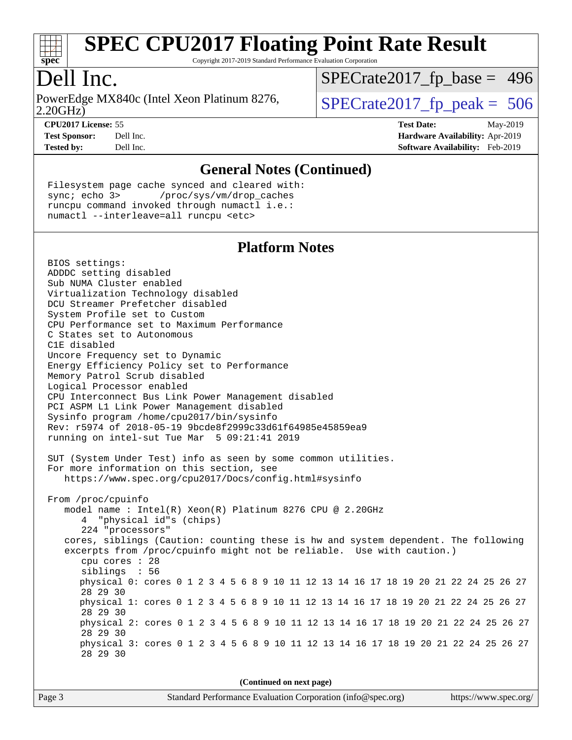# SPEC CPU2017 Floating Point Rate Result

Copyright 2017-2019 Standard Performance Evaluation Corporation

## Dell Inc.

PowerEdge MX840c (Intel Xeon Platinum 8276, 2.20GHz)

SPECrate2017_fp_base = 496

SPECrate2017_fp_peak = 506

**CPU2017 License:** 55
**Test Sponsor:** Dell Inc.
**Tested by:** Dell Inc.

**Test Date:** May-2019
**Hardware Availability:** Apr-2019
**Software Availability:** Feb-2019

## General Notes (Continued)

```
Filesystem page cache synced and cleared with:
sync; echo 3>       /proc/sys/vm/drop_caches
runcpu command invoked through numactl i.e.:
numactl --interleave=all runcpu <etc>
```

## Platform Notes

```
BIOS settings:
ADDDC setting disabled
Sub NUMA Cluster enabled
Virtualization Technology disabled
DCU Streamer Prefetcher disabled
System Profile set to Custom
CPU Performance set to Maximum Performance
C States set to Autonomous
C1E disabled
Uncore Frequency set to Dynamic
Energy Efficiency Policy set to Performance
Memory Patrol Scrub disabled
Logical Processor enabled
CPU Interconnect Bus Link Power Management disabled
PCI ASPM L1 Link Power Management disabled
Sysinfo program /home/cpu2017/bin/sysinfo
Rev: r5974 of 2018-05-19 9bcde8f2999c33d61f64985e45859ea9
running on intel-sut Tue Mar  5 09:21:41 2019

SUT (System Under Test) info as seen by some common utilities.
For more information on this section, see
   https://www.spec.org/cpu2017/Docs/config.html#sysinfo

From /proc/cpuinfo
   model name : Intel(R) Xeon(R) Platinum 8276 CPU @ 2.20GHz
      4  "physical id"s (chips)
      224 "processors"
   cores, siblings (Caution: counting these is hw and system dependent. The following
   excerpts from /proc/cpuinfo might not be reliable.  Use with caution.)
      cpu cores : 28
      siblings  : 56
      physical 0: cores 0 1 2 3 4 5 6 8 9 10 11 12 13 14 16 17 18 19 20 21 22 24 25 26 27
      28 29 30
      physical 1: cores 0 1 2 3 4 5 6 8 9 10 11 12 13 14 16 17 18 19 20 21 22 24 25 26 27
      28 29 30
      physical 2: cores 0 1 2 3 4 5 6 8 9 10 11 12 13 14 16 17 18 19 20 21 22 24 25 26 27
      28 29 30
      physical 3: cores 0 1 2 3 4 5 6 8 9 10 11 12 13 14 16 17 18 19 20 21 22 24 25 26 27
      28 29 30
```

(Continued on next page)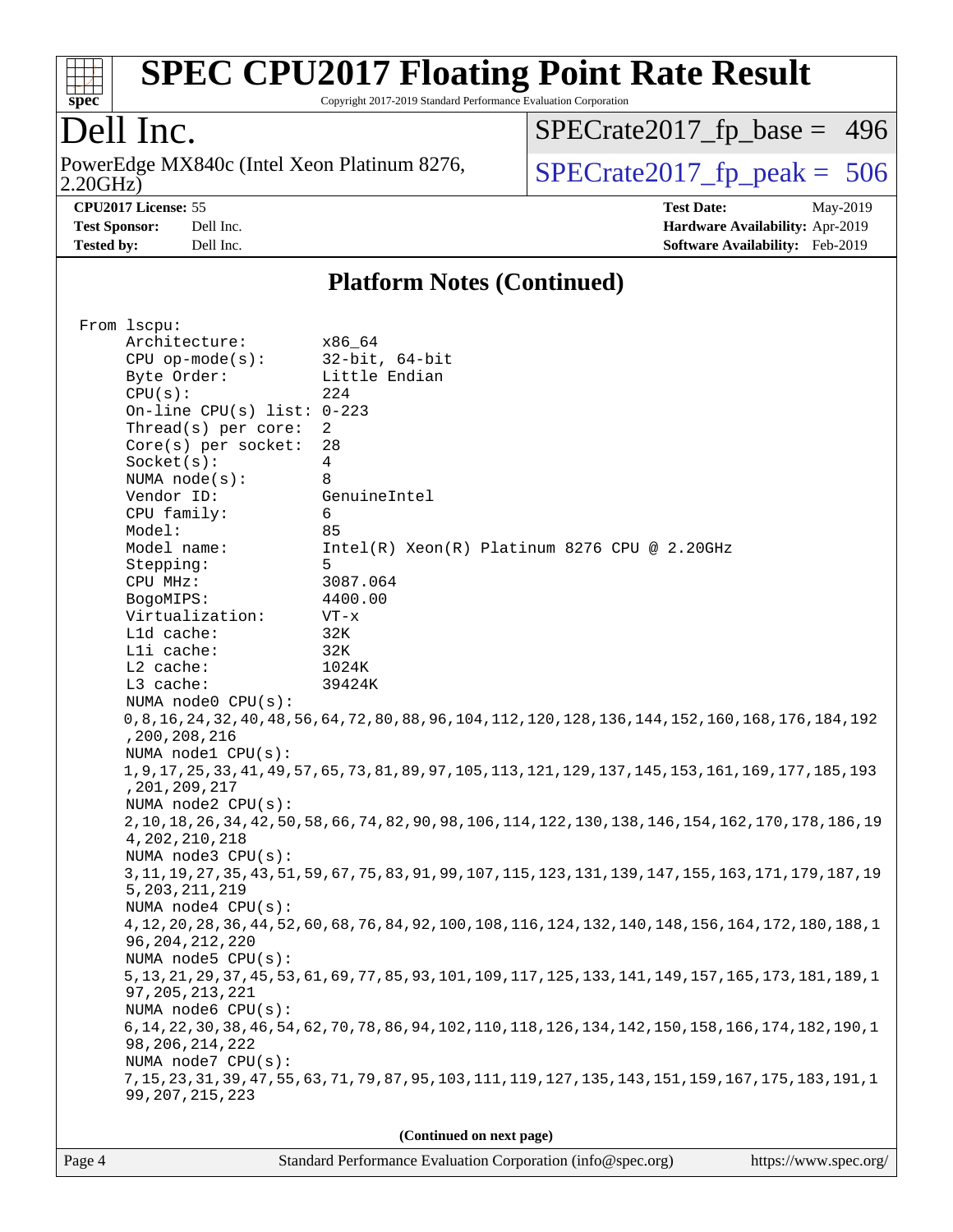# SPEC CPU2017 Floating Point Rate Result

Copyright 2017-2019 Standard Performance Evaluation Corporation

## Dell Inc.

PowerEdge MX840c (Intel Xeon Platinum 8276, 2.20GHz)

SPECrate2017_fp_base = 496

SPECrate2017_fp_peak = 506

**CPU2017 License:** 55
**Test Sponsor:** Dell Inc.
**Tested by:** Dell Inc.

**Test Date:** May-2019
**Hardware Availability:** Apr-2019
**Software Availability:** Feb-2019

## Platform Notes (Continued)

```
From lscpu:
     Architecture:        x86_64
     CPU op-mode(s):      32-bit, 64-bit
     Byte Order:          Little Endian
     CPU(s):              224
     On-line CPU(s) list: 0-223
     Thread(s) per core:  2
     Core(s) per socket:  28
     Socket(s):           4
     NUMA node(s):        8
     Vendor ID:           GenuineIntel
     CPU family:          6
     Model:               85
     Model name:          Intel(R) Xeon(R) Platinum 8276 CPU @ 2.20GHz
     Stepping:            5
     CPU MHz:             3087.064
     BogoMIPS:            4400.00
     Virtualization:      VT-x
     L1d cache:           32K
     L1i cache:           32K
     L2 cache:            1024K
     L3 cache:            39424K
     NUMA node0 CPU(s):
    0,8,16,24,32,40,48,56,64,72,80,88,96,104,112,120,128,136,144,152,160,168,176,184,192
    ,200,208,216
     NUMA node1 CPU(s):
    1,9,17,25,33,41,49,57,65,73,81,89,97,105,113,121,129,137,145,153,161,169,177,185,193
    ,201,209,217
     NUMA node2 CPU(s):
    2,10,18,26,34,42,50,58,66,74,82,90,98,106,114,122,130,138,146,154,162,170,178,186,19
    4,202,210,218
     NUMA node3 CPU(s):
    3,11,19,27,35,43,51,59,67,75,83,91,99,107,115,123,131,139,147,155,163,171,179,187,19
    5,203,211,219
     NUMA node4 CPU(s):
    4,12,20,28,36,44,52,60,68,76,84,92,100,108,116,124,132,140,148,156,164,172,180,188,1
    96,204,212,220
     NUMA node5 CPU(s):
    5,13,21,29,37,45,53,61,69,77,85,93,101,109,117,125,133,141,149,157,165,173,181,189,1
    97,205,213,221
     NUMA node6 CPU(s):
    6,14,22,30,38,46,54,62,70,78,86,94,102,110,118,126,134,142,150,158,166,174,182,190,1
    98,206,214,222
     NUMA node7 CPU(s):
    7,15,23,31,39,47,55,63,71,79,87,95,103,111,119,127,135,143,151,159,167,175,183,191,1
    99,207,215,223
```

**(Continued on next page)**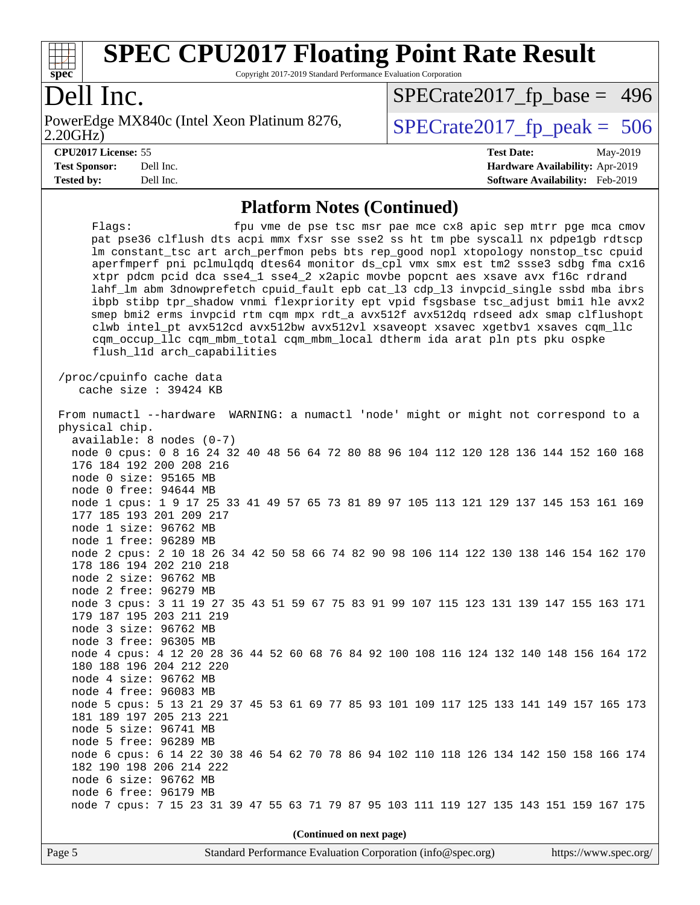## Platform Notes (Continued)

```
    Flags:                 fpu vme de pse tsc msr pae mce cx8 apic sep mtrr pge mca cmov
    pat pse36 clflush dts acpi mmx fxsr sse sse2 ss ht tm pbe syscall nx pdpe1gb rdtscp
    lm constant_tsc art arch_perfmon pebs bts rep_good nopl xtopology nonstop_tsc cpuid
    aperfmperf pni pclmulqdq dtes64 monitor ds_cpl vmx smx est tm2 ssse3 sdbg fma cx16
    xtpr pdcm pcid dca sse4_1 sse4_2 x2apic movbe popcnt aes xsave avx f16c rdrand
    lahf_lm abm 3dnowprefetch cpuid_fault epb cat_l3 cdp_l3 invpcid_single ssbd mba ibrs
    ibpb stibp tpr_shadow vnmi flexpriority ept vpid fsgsbase tsc_adjust bmi1 hle avx2
    smep bmi2 erms invpcid rtm cqm mpx rdt_a avx512f avx512dq rdseed adx smap clflushopt
    clwb intel_pt avx512cd avx512bw avx512vl xsaveopt xsavec xgetbv1 xsaves cqm_llc
    cqm_occup_llc cqm_mbm_total cqm_mbm_local dtherm ida arat pln pts pku ospke
    flush_l1d arch_capabilities

 /proc/cpuinfo cache data
    cache size : 39424 KB

 From numactl --hardware  WARNING: a numactl 'node' might or might not correspond to a
 physical chip.
   available: 8 nodes (0-7)
   node 0 cpus: 0 8 16 24 32 40 48 56 64 72 80 88 96 104 112 120 128 136 144 152 160 168
   176 184 192 200 208 216
   node 0 size: 95165 MB
   node 0 free: 94644 MB
   node 1 cpus: 1 9 17 25 33 41 49 57 65 73 81 89 97 105 113 121 129 137 145 153 161 169
   177 185 193 201 209 217
   node 1 size: 96762 MB
   node 1 free: 96289 MB
   node 2 cpus: 2 10 18 26 34 42 50 58 66 74 82 90 98 106 114 122 130 138 146 154 162 170
   178 186 194 202 210 218
   node 2 size: 96762 MB
   node 2 free: 96279 MB
   node 3 cpus: 3 11 19 27 35 43 51 59 67 75 83 91 99 107 115 123 131 139 147 155 163 171
   179 187 195 203 211 219
   node 3 size: 96762 MB
   node 3 free: 96305 MB
   node 4 cpus: 4 12 20 28 36 44 52 60 68 76 84 92 100 108 116 124 132 140 148 156 164 172
   180 188 196 204 212 220
   node 4 size: 96762 MB
   node 4 free: 96083 MB
   node 5 cpus: 5 13 21 29 37 45 53 61 69 77 85 93 101 109 117 125 133 141 149 157 165 173
   181 189 197 205 213 221
   node 5 size: 96741 MB
   node 5 free: 96289 MB
   node 6 cpus: 6 14 22 30 38 46 54 62 70 78 86 94 102 110 118 126 134 142 150 158 166 174
   182 190 198 206 214 222
   node 6 size: 96762 MB
   node 6 free: 96179 MB
   node 7 cpus: 7 15 23 31 39 47 55 63 71 79 87 95 103 111 119 127 135 143 151 159 167 175
```

**(Continued on next page)**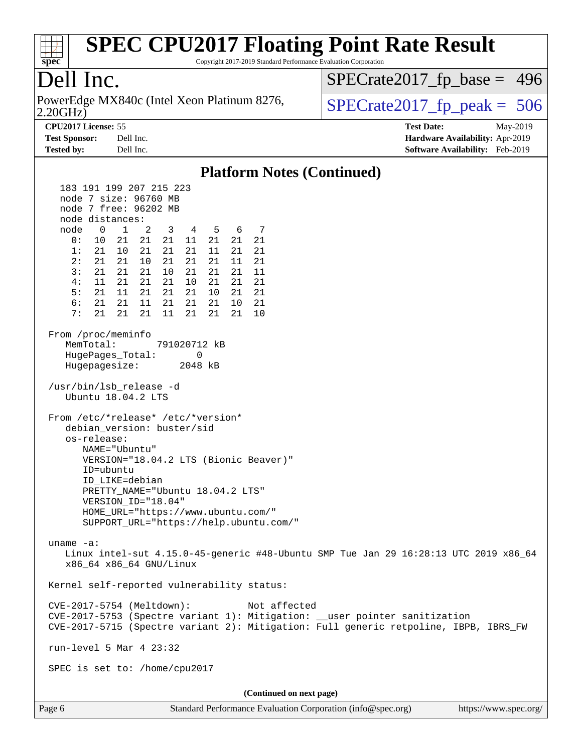# Dell Inc.

PowerEdge MX840c (Intel Xeon Platinum 8276, 2.20GHz)

SPECrate2017_fp_base = 496

SPECrate2017_fp_peak = 506

**CPU2017 License:** 55
**Test Sponsor:** Dell Inc.
**Tested by:** Dell Inc.

**Test Date:** May-2019
**Hardware Availability:** Apr-2019
**Software Availability:** Feb-2019

## Platform Notes (Continued)

```
    183 191 199 207 215 223
    node 7 size: 96760 MB
    node 7 free: 96202 MB
    node distances:
    node   0   1   2   3   4   5   6   7
      0:  10  21  21  21  11  21  21  21
      1:  21  10  21  21  21  11  21  21
      2:  21  21  10  21  21  21  11  21
      3:  21  21  21  10  21  21  21  11
      4:  11  21  21  21  10  21  21  21
      5:  21  11  21  21  21  10  21  21
      6:  21  21  11  21  21  21  10  21
      7:  21  21  21  11  21  21  21  10

 From /proc/meminfo
    MemTotal:       791020712 kB
    HugePages_Total:       0
    Hugepagesize:       2048 kB

 /usr/bin/lsb_release -d
    Ubuntu 18.04.2 LTS

 From /etc/*release* /etc/*version*
    debian_version: buster/sid
    os-release:
       NAME="Ubuntu"
       VERSION="18.04.2 LTS (Bionic Beaver)"
       ID=ubuntu
       ID_LIKE=debian
       PRETTY_NAME="Ubuntu 18.04.2 LTS"
       VERSION_ID="18.04"
       HOME_URL="https://www.ubuntu.com/"
       SUPPORT_URL="https://help.ubuntu.com/"

 uname -a:
    Linux intel-sut 4.15.0-45-generic #48-Ubuntu SMP Tue Jan 29 16:28:13 UTC 2019 x86_64
    x86_64 x86_64 GNU/Linux

 Kernel self-reported vulnerability status:

 CVE-2017-5754 (Meltdown):          Not affected
 CVE-2017-5753 (Spectre variant 1): Mitigation: __user pointer sanitization
 CVE-2017-5715 (Spectre variant 2): Mitigation: Full generic retpoline, IBPB, IBRS_FW

 run-level 5 Mar 4 23:32

 SPEC is set to: /home/cpu2017
```

**(Continued on next page)**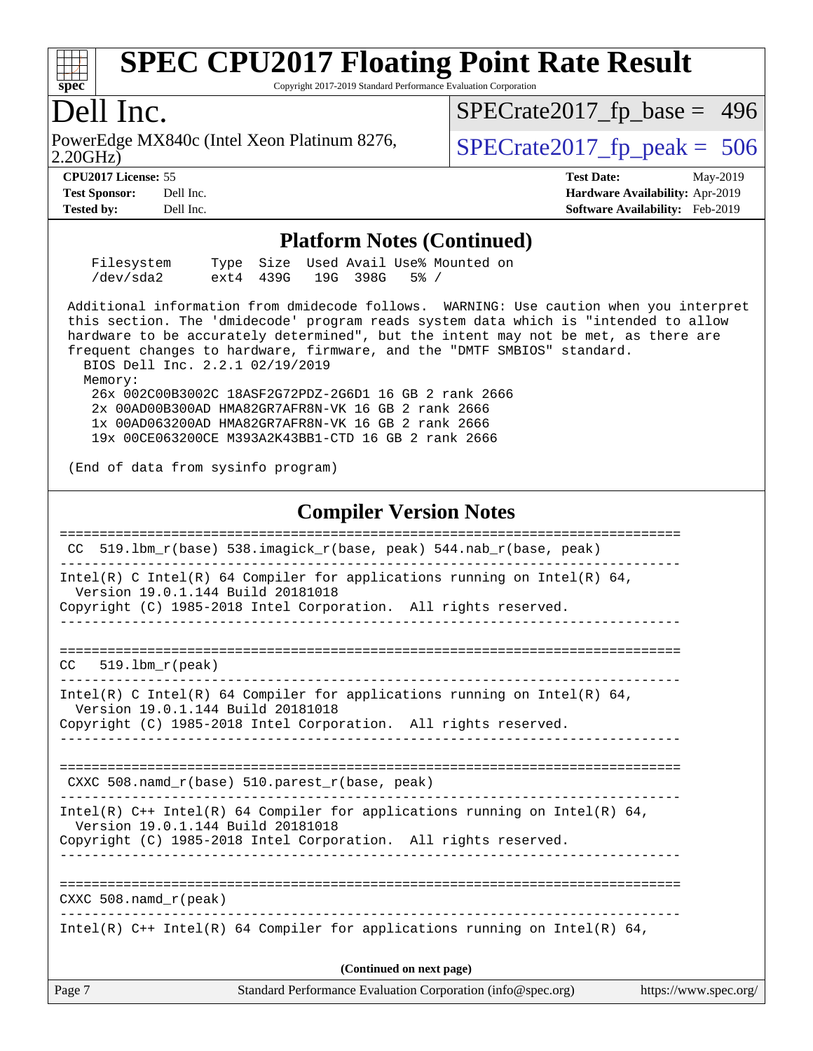# SPEC CPU2017 Floating Point Rate Result

Copyright 2017-2019 Standard Performance Evaluation Corporation

## Dell Inc.

PowerEdge MX840c (Intel Xeon Platinum 8276, 2.20GHz)

SPECrate2017_fp_base = 496

SPECrate2017_fp_peak = 506

**CPU2017 License:** 55
**Test Sponsor:** Dell Inc.
**Tested by:** Dell Inc.

**Test Date:** May-2019
**Hardware Availability:** Apr-2019
**Software Availability:** Feb-2019

### Platform Notes (Continued)

```
    Filesystem     Type  Size  Used Avail Use% Mounted on
    /dev/sda2      ext4  439G   19G  398G   5% /

 Additional information from dmidecode follows.  WARNING: Use caution when you interpret
 this section. The 'dmidecode' program reads system data which is "intended to allow
 hardware to be accurately determined", but the intent may not be met, as there are
 frequent changes to hardware, firmware, and the "DMTF SMBIOS" standard.
   BIOS Dell Inc. 2.2.1 02/19/2019
   Memory:
    26x 002C00B3002C 18ASF2G72PDZ-2G6D1 16 GB 2 rank 2666
    2x 00AD00B300AD HMA82GR7AFR8N-VK 16 GB 2 rank 2666
    1x 00AD063200AD HMA82GR7AFR8N-VK 16 GB 2 rank 2666
    19x 00CE063200CE M393A2K43BB1-CTD 16 GB 2 rank 2666

 (End of data from sysinfo program)
```

### Compiler Version Notes

```
==============================================================================
 CC  519.lbm_r(base) 538.imagick_r(base, peak) 544.nab_r(base, peak)
------------------------------------------------------------------------------
Intel(R) C Intel(R) 64 Compiler for applications running on Intel(R) 64,
  Version 19.0.1.144 Build 20181018
Copyright (C) 1985-2018 Intel Corporation.  All rights reserved.
------------------------------------------------------------------------------

==============================================================================
CC   519.lbm_r(peak)
------------------------------------------------------------------------------
Intel(R) C Intel(R) 64 Compiler for applications running on Intel(R) 64,
  Version 19.0.1.144 Build 20181018
Copyright (C) 1985-2018 Intel Corporation.  All rights reserved.
------------------------------------------------------------------------------

==============================================================================
 CXXC 508.namd_r(base) 510.parest_r(base, peak)
------------------------------------------------------------------------------
Intel(R) C++ Intel(R) 64 Compiler for applications running on Intel(R) 64,
  Version 19.0.1.144 Build 20181018
Copyright (C) 1985-2018 Intel Corporation.  All rights reserved.
------------------------------------------------------------------------------

==============================================================================
CXXC 508.namd_r(peak)
------------------------------------------------------------------------------
Intel(R) C++ Intel(R) 64 Compiler for applications running on Intel(R) 64,
```

**(Continued on next page)**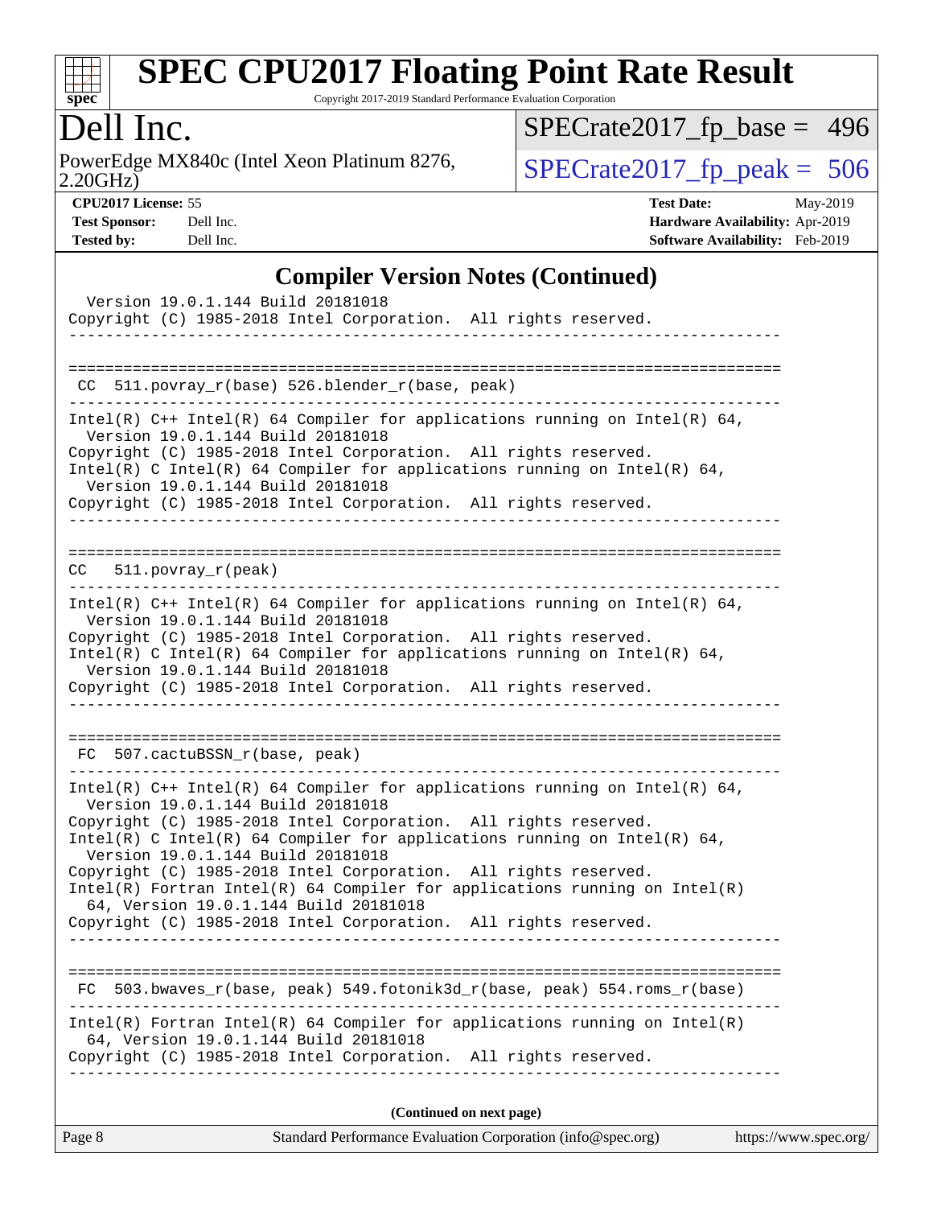# SPEC CPU2017 Floating Point Rate Result

Copyright 2017-2019 Standard Performance Evaluation Corporation

## Dell Inc.

PowerEdge MX840c (Intel Xeon Platinum 8276, 2.20GHz)

SPECrate2017_fp_base = 496

SPECrate2017_fp_peak = 506

**CPU2017 License:** 55
**Test Sponsor:** Dell Inc.
**Tested by:** Dell Inc.

**Test Date:** May-2019
**Hardware Availability:** Apr-2019
**Software Availability:** Feb-2019

## Compiler Version Notes (Continued)

```
  Version 19.0.1.144 Build 20181018
Copyright (C) 1985-2018 Intel Corporation.  All rights reserved.
------------------------------------------------------------------------------

==============================================================================
 CC  511.povray_r(base) 526.blender_r(base, peak)
------------------------------------------------------------------------------
Intel(R) C++ Intel(R) 64 Compiler for applications running on Intel(R) 64,
  Version 19.0.1.144 Build 20181018
Copyright (C) 1985-2018 Intel Corporation.  All rights reserved.
Intel(R) C Intel(R) 64 Compiler for applications running on Intel(R) 64,
  Version 19.0.1.144 Build 20181018
Copyright (C) 1985-2018 Intel Corporation.  All rights reserved.
------------------------------------------------------------------------------

==============================================================================
CC   511.povray_r(peak)
------------------------------------------------------------------------------
Intel(R) C++ Intel(R) 64 Compiler for applications running on Intel(R) 64,
  Version 19.0.1.144 Build 20181018
Copyright (C) 1985-2018 Intel Corporation.  All rights reserved.
Intel(R) C Intel(R) 64 Compiler for applications running on Intel(R) 64,
  Version 19.0.1.144 Build 20181018
Copyright (C) 1985-2018 Intel Corporation.  All rights reserved.
------------------------------------------------------------------------------

==============================================================================
 FC  507.cactuBSSN_r(base, peak)
------------------------------------------------------------------------------
Intel(R) C++ Intel(R) 64 Compiler for applications running on Intel(R) 64,
  Version 19.0.1.144 Build 20181018
Copyright (C) 1985-2018 Intel Corporation.  All rights reserved.
Intel(R) C Intel(R) 64 Compiler for applications running on Intel(R) 64,
  Version 19.0.1.144 Build 20181018
Copyright (C) 1985-2018 Intel Corporation.  All rights reserved.
Intel(R) Fortran Intel(R) 64 Compiler for applications running on Intel(R)
  64, Version 19.0.1.144 Build 20181018
Copyright (C) 1985-2018 Intel Corporation.  All rights reserved.
------------------------------------------------------------------------------

==============================================================================
 FC  503.bwaves_r(base, peak) 549.fotonik3d_r(base, peak) 554.roms_r(base)
------------------------------------------------------------------------------
Intel(R) Fortran Intel(R) 64 Compiler for applications running on Intel(R)
  64, Version 19.0.1.144 Build 20181018
Copyright (C) 1985-2018 Intel Corporation.  All rights reserved.
------------------------------------------------------------------------------
```

**(Continued on next page)**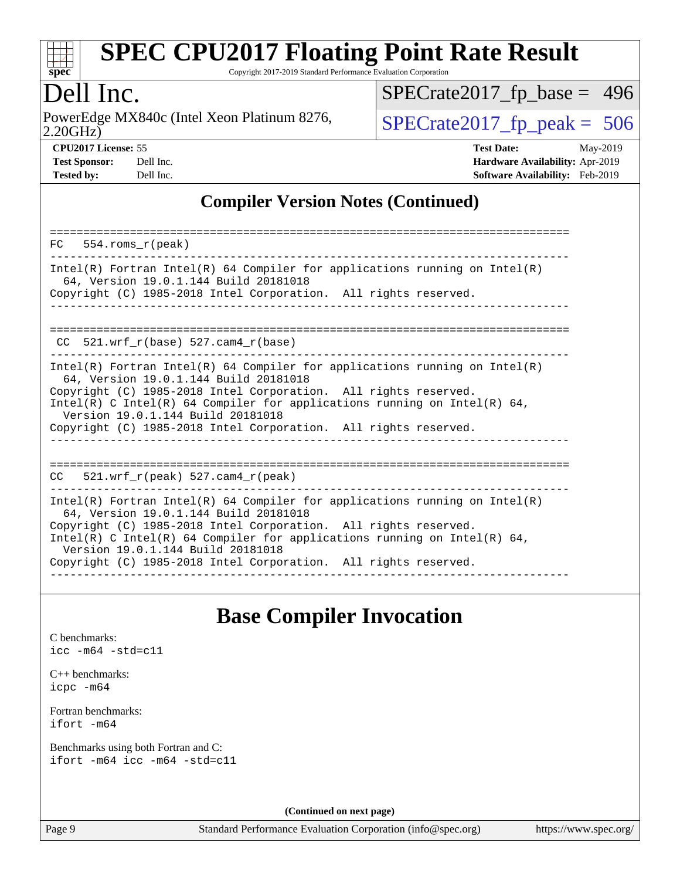# SPEC CPU2017 Floating Point Rate Result

Copyright 2017-2019 Standard Performance Evaluation Corporation

## Dell Inc.

PowerEdge MX840c (Intel Xeon Platinum 8276, 2.20GHz)

SPECrate2017_fp_base = 496

SPECrate2017_fp_peak = 506

| | | | |
|---|---|---|---|
| **CPU2017 License:** | 55 | **Test Date:** | May-2019 |
| **Test Sponsor:** | Dell Inc. | **Hardware Availability:** | Apr-2019 |
| **Tested by:** | Dell Inc. | **Software Availability:** | Feb-2019 |

## Compiler Version Notes (Continued)

```
==============================================================================
FC   554.roms_r(peak)
------------------------------------------------------------------------------
Intel(R) Fortran Intel(R) 64 Compiler for applications running on Intel(R)
  64, Version 19.0.1.144 Build 20181018
Copyright (C) 1985-2018 Intel Corporation.  All rights reserved.
------------------------------------------------------------------------------

==============================================================================
 CC  521.wrf_r(base) 527.cam4_r(base)
------------------------------------------------------------------------------
Intel(R) Fortran Intel(R) 64 Compiler for applications running on Intel(R)
  64, Version 19.0.1.144 Build 20181018
Copyright (C) 1985-2018 Intel Corporation.  All rights reserved.
Intel(R) C Intel(R) 64 Compiler for applications running on Intel(R) 64,
  Version 19.0.1.144 Build 20181018
Copyright (C) 1985-2018 Intel Corporation.  All rights reserved.
------------------------------------------------------------------------------

==============================================================================
CC   521.wrf_r(peak) 527.cam4_r(peak)
------------------------------------------------------------------------------
Intel(R) Fortran Intel(R) 64 Compiler for applications running on Intel(R)
  64, Version 19.0.1.144 Build 20181018
Copyright (C) 1985-2018 Intel Corporation.  All rights reserved.
Intel(R) C Intel(R) 64 Compiler for applications running on Intel(R) 64,
  Version 19.0.1.144 Build 20181018
Copyright (C) 1985-2018 Intel Corporation.  All rights reserved.
------------------------------------------------------------------------------
```

## Base Compiler Invocation

C benchmarks:
`icc -m64 -std=c11`

C++ benchmarks:
`icpc -m64`

Fortran benchmarks:
`ifort -m64`

Benchmarks using both Fortran and C:
`ifort -m64 icc -m64 -std=c11`

**(Continued on next page)**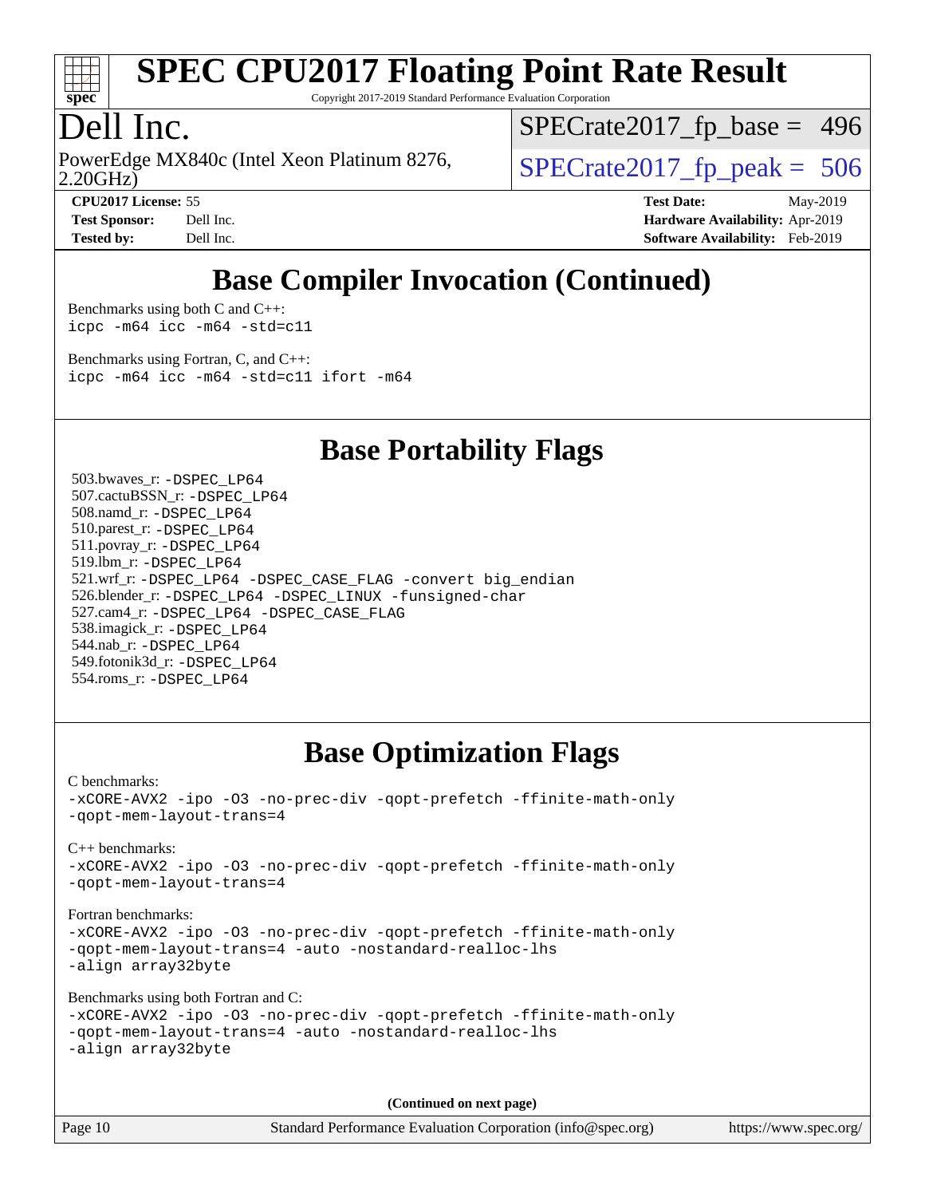# SPEC CPU2017 Floating Point Rate Result

Copyright 2017-2019 Standard Performance Evaluation Corporation

# Dell Inc.

PowerEdge MX840c (Intel Xeon Platinum 8276, 2.20GHz)

SPECrate2017_fp_base = 496

SPECrate2017_fp_peak = 506

**CPU2017 License:** 55
**Test Sponsor:** Dell Inc.
**Tested by:** Dell Inc.

**Test Date:** May-2019
**Hardware Availability:** Apr-2019
**Software Availability:** Feb-2019

## Base Compiler Invocation (Continued)

Benchmarks using both C and C++:
```
icpc -m64 icc -m64 -std=c11
```

Benchmarks using Fortran, C, and C++:
```
icpc -m64 icc -m64 -std=c11 ifort -m64
```

## Base Portability Flags

503.bwaves_r: -DSPEC_LP64
507.cactuBSSN_r: -DSPEC_LP64
508.namd_r: -DSPEC_LP64
510.parest_r: -DSPEC_LP64
511.povray_r: -DSPEC_LP64
519.lbm_r: -DSPEC_LP64
521.wrf_r: -DSPEC_LP64 -DSPEC_CASE_FLAG -convert big_endian
526.blender_r: -DSPEC_LP64 -DSPEC_LINUX -funsigned-char
527.cam4_r: -DSPEC_LP64 -DSPEC_CASE_FLAG
538.imagick_r: -DSPEC_LP64
544.nab_r: -DSPEC_LP64
549.fotonik3d_r: -DSPEC_LP64
554.roms_r: -DSPEC_LP64

## Base Optimization Flags

C benchmarks:
```
-xCORE-AVX2 -ipo -O3 -no-prec-div -qopt-prefetch -ffinite-math-only
-qopt-mem-layout-trans=4
```

C++ benchmarks:
```
-xCORE-AVX2 -ipo -O3 -no-prec-div -qopt-prefetch -ffinite-math-only
-qopt-mem-layout-trans=4
```

Fortran benchmarks:
```
-xCORE-AVX2 -ipo -O3 -no-prec-div -qopt-prefetch -ffinite-math-only
-qopt-mem-layout-trans=4 -auto -nostandard-realloc-lhs
-align array32byte
```

Benchmarks using both Fortran and C:
```
-xCORE-AVX2 -ipo -O3 -no-prec-div -qopt-prefetch -ffinite-math-only
-qopt-mem-layout-trans=4 -auto -nostandard-realloc-lhs
-align array32byte
```

**(Continued on next page)**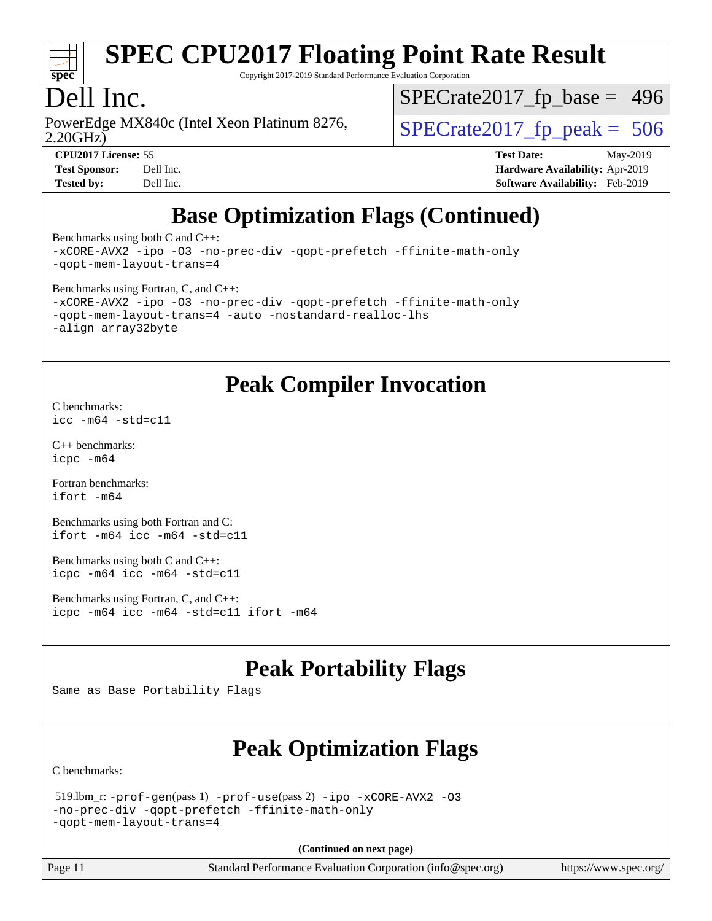## Base Optimization Flags (Continued)

Benchmarks using both C and C++:
```
-xCORE-AVX2 -ipo -O3 -no-prec-div -qopt-prefetch -ffinite-math-only
-qopt-mem-layout-trans=4
```

Benchmarks using Fortran, C, and C++:
```
-xCORE-AVX2 -ipo -O3 -no-prec-div -qopt-prefetch -ffinite-math-only
-qopt-mem-layout-trans=4 -auto -nostandard-realloc-lhs
-align array32byte
```

## Peak Compiler Invocation

C benchmarks:
```
icc -m64 -std=c11
```

C++ benchmarks:
```
icpc -m64
```

Fortran benchmarks:
```
ifort -m64
```

Benchmarks using both Fortran and C:
```
ifort -m64 icc -m64 -std=c11
```

Benchmarks using both C and C++:
```
icpc -m64 icc -m64 -std=c11
```

Benchmarks using Fortran, C, and C++:
```
icpc -m64 icc -m64 -std=c11 ifort -m64
```

## Peak Portability Flags

Same as Base Portability Flags

## Peak Optimization Flags

C benchmarks:

519.lbm_r: -prof-gen(pass 1) -prof-use(pass 2) -ipo -xCORE-AVX2 -O3
-no-prec-div -qopt-prefetch -ffinite-math-only
-qopt-mem-layout-trans=4

**(Continued on next page)**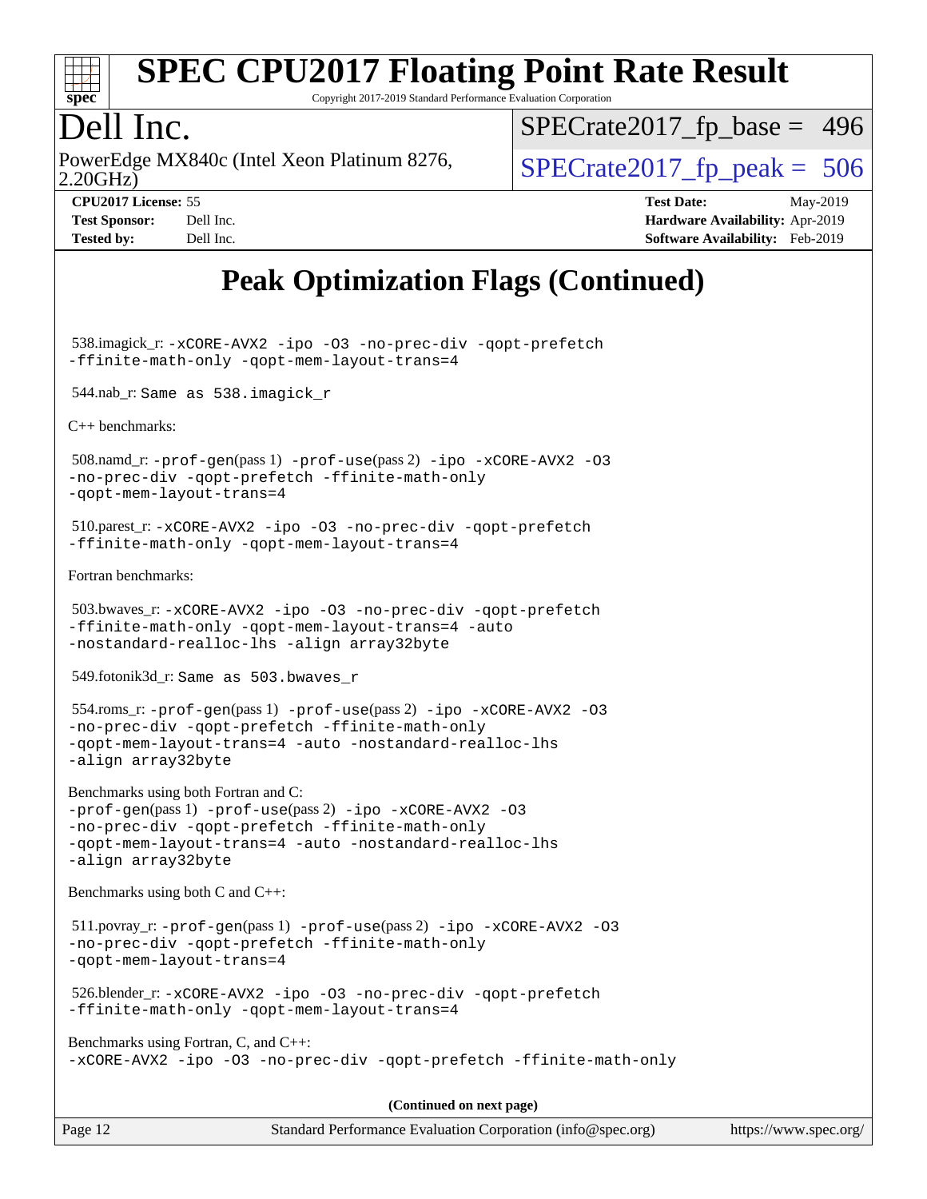# Peak Optimization Flags (Continued)

538.imagick_r: -xCORE-AVX2 -ipo -O3 -no-prec-div -qopt-prefetch -ffinite-math-only -qopt-mem-layout-trans=4

544.nab_r: Same as 538.imagick_r

C++ benchmarks:

508.namd_r: -prof-gen(pass 1) -prof-use(pass 2) -ipo -xCORE-AVX2 -O3 -no-prec-div -qopt-prefetch -ffinite-math-only -qopt-mem-layout-trans=4

510.parest_r: -xCORE-AVX2 -ipo -O3 -no-prec-div -qopt-prefetch -ffinite-math-only -qopt-mem-layout-trans=4

Fortran benchmarks:

503.bwaves_r: -xCORE-AVX2 -ipo -O3 -no-prec-div -qopt-prefetch -ffinite-math-only -qopt-mem-layout-trans=4 -auto -nostandard-realloc-lhs -align array32byte

549.fotonik3d_r: Same as 503.bwaves_r

554.roms_r: -prof-gen(pass 1) -prof-use(pass 2) -ipo -xCORE-AVX2 -O3 -no-prec-div -qopt-prefetch -ffinite-math-only -qopt-mem-layout-trans=4 -auto -nostandard-realloc-lhs -align array32byte

Benchmarks using both Fortran and C:
-prof-gen(pass 1) -prof-use(pass 2) -ipo -xCORE-AVX2 -O3 -no-prec-div -qopt-prefetch -ffinite-math-only -qopt-mem-layout-trans=4 -auto -nostandard-realloc-lhs -align array32byte

Benchmarks using both C and C++:

511.povray_r: -prof-gen(pass 1) -prof-use(pass 2) -ipo -xCORE-AVX2 -O3 -no-prec-div -qopt-prefetch -ffinite-math-only -qopt-mem-layout-trans=4

526.blender_r: -xCORE-AVX2 -ipo -O3 -no-prec-div -qopt-prefetch -ffinite-math-only -qopt-mem-layout-trans=4

Benchmarks using Fortran, C, and C++:
-xCORE-AVX2 -ipo -O3 -no-prec-div -qopt-prefetch -ffinite-math-only

**(Continued on next page)**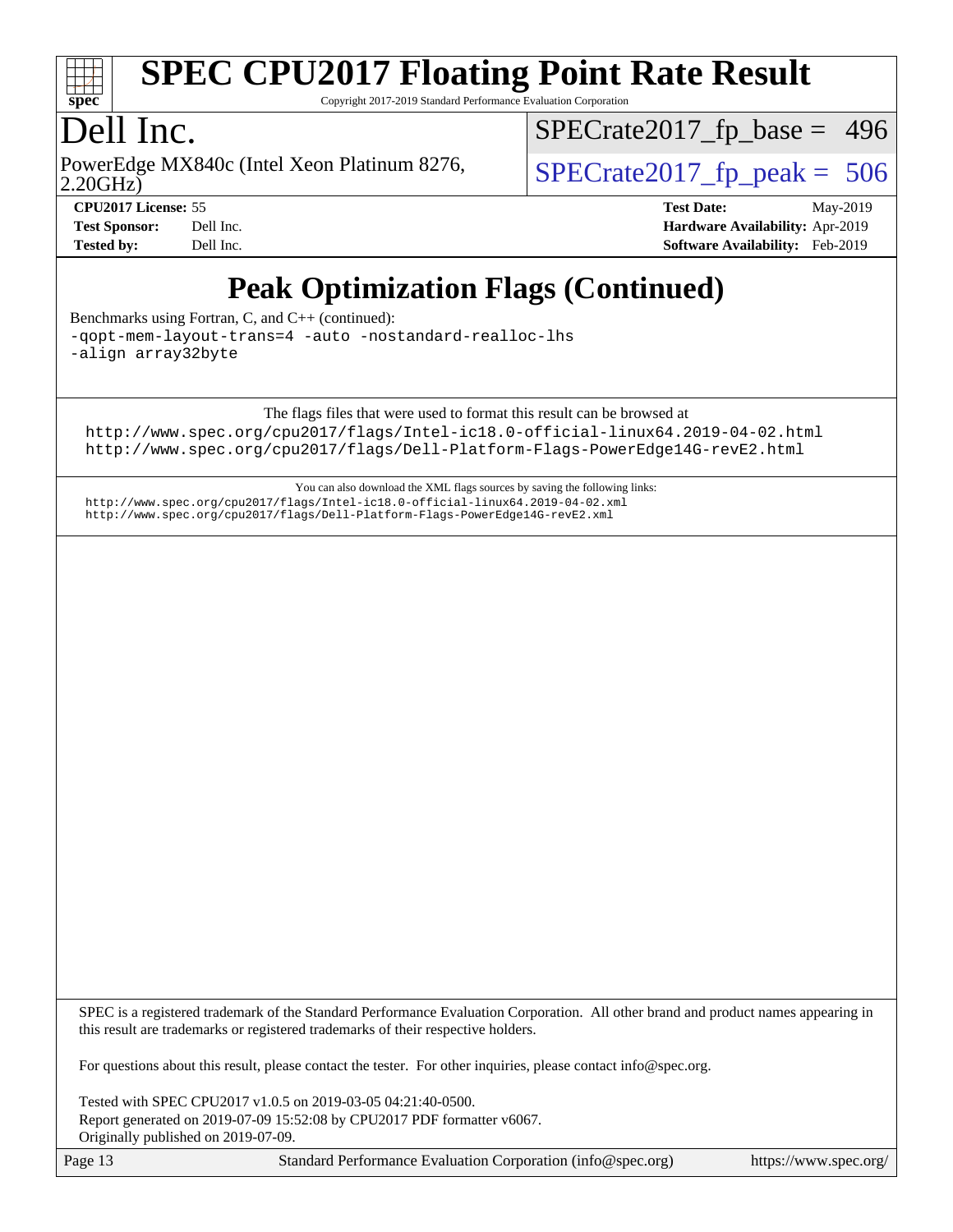# Peak Optimization Flags (Continued)

Benchmarks using Fortran, C, and C++ (continued):

```
-qopt-mem-layout-trans=4 -auto -nostandard-realloc-lhs
-align array32byte
```

The flags files that were used to format this result can be browsed at

http://www.spec.org/cpu2017/flags/Intel-ic18.0-official-linux64.2019-04-02.html
http://www.spec.org/cpu2017/flags/Dell-Platform-Flags-PowerEdge14G-revE2.html

You can also download the XML flags sources by saving the following links:

http://www.spec.org/cpu2017/flags/Intel-ic18.0-official-linux64.2019-04-02.xml
http://www.spec.org/cpu2017/flags/Dell-Platform-Flags-PowerEdge14G-revE2.xml

SPEC is a registered trademark of the Standard Performance Evaluation Corporation. All other brand and product names appearing in this result are trademarks or registered trademarks of their respective holders.

For questions about this result, please contact the tester. For other inquiries, please contact info@spec.org.

Tested with SPEC CPU2017 v1.0.5 on 2019-03-05 04:21:40-0500.
Report generated on 2019-07-09 15:52:08 by CPU2017 PDF formatter v6067.
Originally published on 2019-07-09.